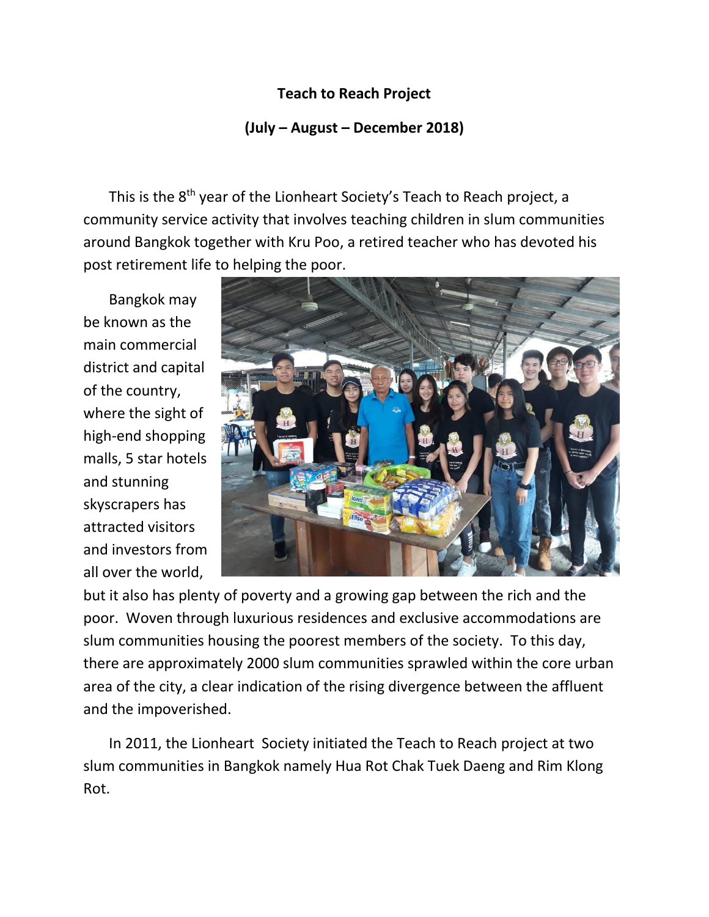**Teach to Reach Project**

**(July – August – December 2018)**

This is the 8th year of the Lionheart Society's Teach to Reach project, a community service activity that involves teaching children in slum communities around Bangkok together with Kru Poo, a retired teacher who has devoted his post retirement life to helping the poor.

Bangkok may be known as the main commercial district and capital of the country, where the sight of high-end shopping malls, 5 star hotels and stunning skyscrapers has attracted visitors and investors from all over the world, but it also has plenty of poverty and a growing gap between the rich and the poor. Woven through luxurious residences and exclusive accommodations are slum communities housing the poorest members of the society. To this day, there are approximately 2000 slum communities sprawled within the core urban area of the city, a clear indication of the rising divergence between the affluent and the impoverished.

In 2011, the Lionheart Society initiated the Teach to Reach project at two slum communities in Bangkok namely Hua Rot Chak Tuek Daeng and Rim Klong Rot.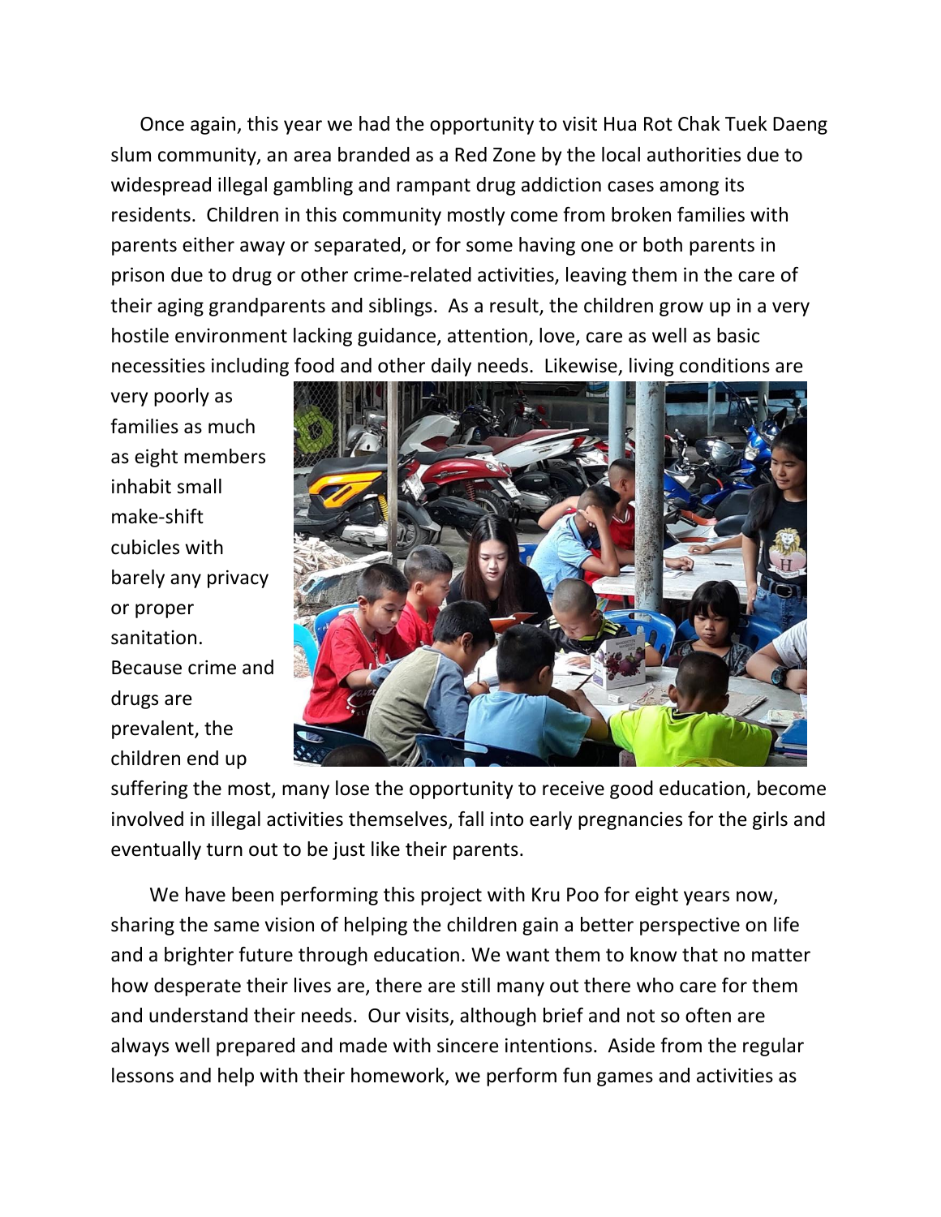Once again, this year we had the opportunity to visit Hua Rot Chak Tuek Daeng slum community, an area branded as a Red Zone by the local authorities due to widespread illegal gambling and rampant drug addiction cases among its residents. Children in this community mostly come from broken families with parents either away or separated, or for some having one or both parents in prison due to drug or other crime-related activities, leaving them in the care of their aging grandparents and siblings. As a result, the children grow up in a very hostile environment lacking guidance, attention, love, care as well as basic necessities including food and other daily needs. Likewise, living conditions are very poorly as families as much as eight members inhabit small make-shift cubicles with barely any privacy or proper sanitation. Because crime and drugs are prevalent, the children end up suffering the most, many lose the opportunity to receive good education, become involved in illegal activities themselves, fall into early pregnancies for the girls and eventually turn out to be just like their parents.

We have been performing this project with Kru Poo for eight years now, sharing the same vision of helping the children gain a better perspective on life and a brighter future through education. We want them to know that no matter how desperate their lives are, there are still many out there who care for them and understand their needs. Our visits, although brief and not so often are always well prepared and made with sincere intentions. Aside from the regular lessons and help with their homework, we perform fun games and activities as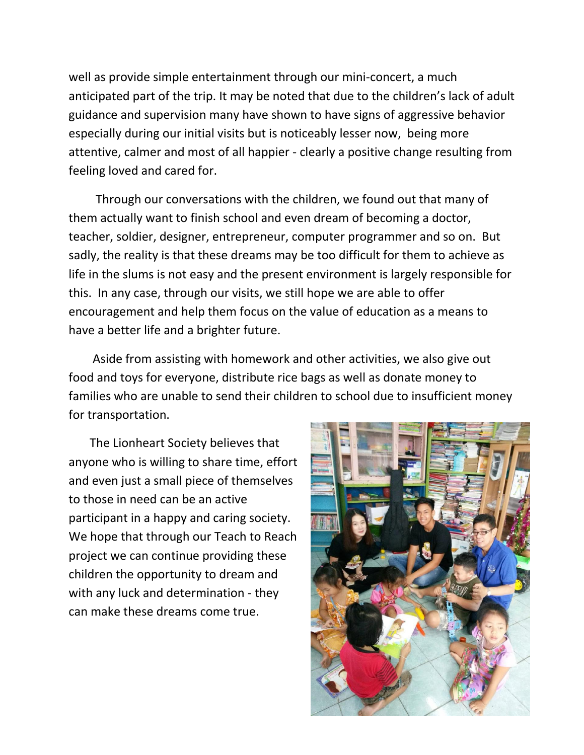well as provide simple entertainment through our mini-concert, a much anticipated part of the trip. It may be noted that due to the children's lack of adult guidance and supervision many have shown to have signs of aggressive behavior especially during our initial visits but is noticeably lesser now, being more attentive, calmer and most of all happier - clearly a positive change resulting from feeling loved and cared for.

Through our conversations with the children, we found out that many of them actually want to finish school and even dream of becoming a doctor, teacher, soldier, designer, entrepreneur, computer programmer and so on. But sadly, the reality is that these dreams may be too difficult for them to achieve as life in the slums is not easy and the present environment is largely responsible for this. In any case, through our visits, we still hope we are able to offer encouragement and help them focus on the value of education as a means to have a better life and a brighter future.

Aside from assisting with homework and other activities, we also give out food and toys for everyone, distribute rice bags as well as donate money to families who are unable to send their children to school due to insufficient money for transportation.

The Lionheart Society believes that anyone who is willing to share time, effort and even just a small piece of themselves to those in need can be an active participant in a happy and caring society. We hope that through our Teach to Reach project we can continue providing these children the opportunity to dream and with any luck and determination - they can make these dreams come true.